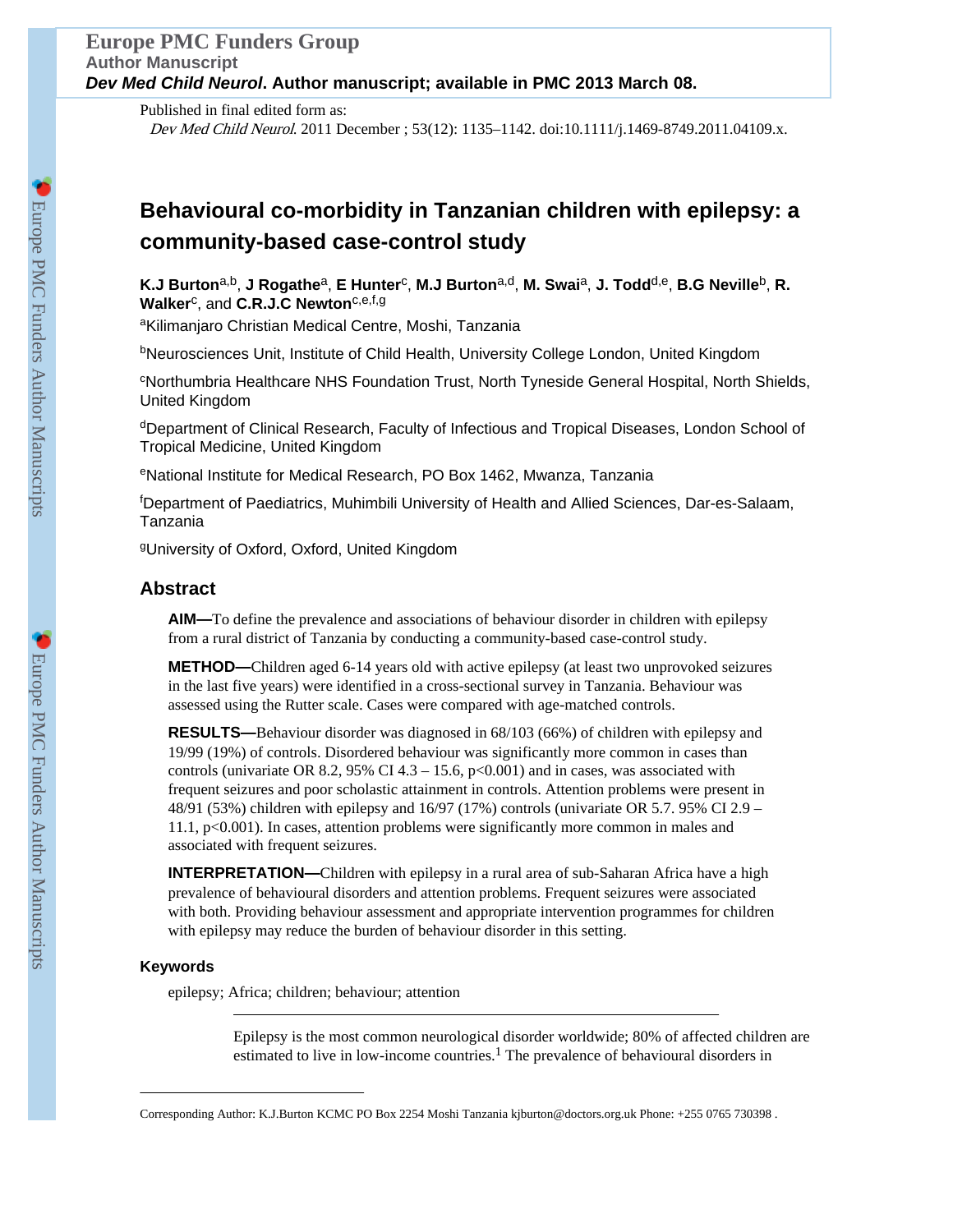Published in final edited form as:

*Dev Med Child Neurol*. 2011 December ; 53(12): 1135–1142. doi:10.1111/j.1469-8749.2011.04109.x.

# Behavioural co-morbidity in Tanzanian children with epilepsy: a community-based case-control study

**K.J Burton**[a,b], **J Rogathe**[a], **E Hunter**[c], **M.J Burton**[a,d], **M. Swai**[a], **J. Todd**[d,e], **B.G Neville**[b], **R. Walker**[c], and **C.R.J.C Newton**[c,e,f,g]

[a]Kilimanjaro Christian Medical Centre, Moshi, Tanzania

[b]Neurosciences Unit, Institute of Child Health, University College London, United Kingdom

[c]Northumbria Healthcare NHS Foundation Trust, North Tyneside General Hospital, North Shields, United Kingdom

[d]Department of Clinical Research, Faculty of Infectious and Tropical Diseases, London School of Tropical Medicine, United Kingdom

[e]National Institute for Medical Research, PO Box 1462, Mwanza, Tanzania

[f]Department of Paediatrics, Muhimbili University of Health and Allied Sciences, Dar-es-Salaam, Tanzania

[g]University of Oxford, Oxford, United Kingdom

## Abstract

**AIM—**To define the prevalence and associations of behaviour disorder in children with epilepsy from a rural district of Tanzania by conducting a community-based case-control study.

**METHOD—**Children aged 6-14 years old with active epilepsy (at least two unprovoked seizures in the last five years) were identified in a cross-sectional survey in Tanzania. Behaviour was assessed using the Rutter scale. Cases were compared with age-matched controls.

**RESULTS—**Behaviour disorder was diagnosed in 68/103 (66%) of children with epilepsy and 19/99 (19%) of controls. Disordered behaviour was significantly more common in cases than controls (univariate OR 8.2, 95% CI 4.3 – 15.6, $p<0.001$) and in cases, was associated with frequent seizures and poor scholastic attainment in controls. Attention problems were present in 48/91 (53%) children with epilepsy and 16/97 (17%) controls (univariate OR 5.7. 95% CI 2.9 – 11.1, $p<0.001$). In cases, attention problems were significantly more common in males and associated with frequent seizures.

**INTERPRETATION—**Children with epilepsy in a rural area of sub-Saharan Africa have a high prevalence of behavioural disorders and attention problems. Frequent seizures were associated with both. Providing behaviour assessment and appropriate intervention programmes for children with epilepsy may reduce the burden of behaviour disorder in this setting.

### Keywords

epilepsy; Africa; children; behaviour; attention

Epilepsy is the most common neurological disorder worldwide; 80% of affected children are estimated to live in low-income countries.[1] The prevalence of behavioural disorders in

Corresponding Author: K.J.Burton KCMC PO Box 2254 Moshi Tanzania kjburton@doctors.org.uk Phone: +255 0765 730398 .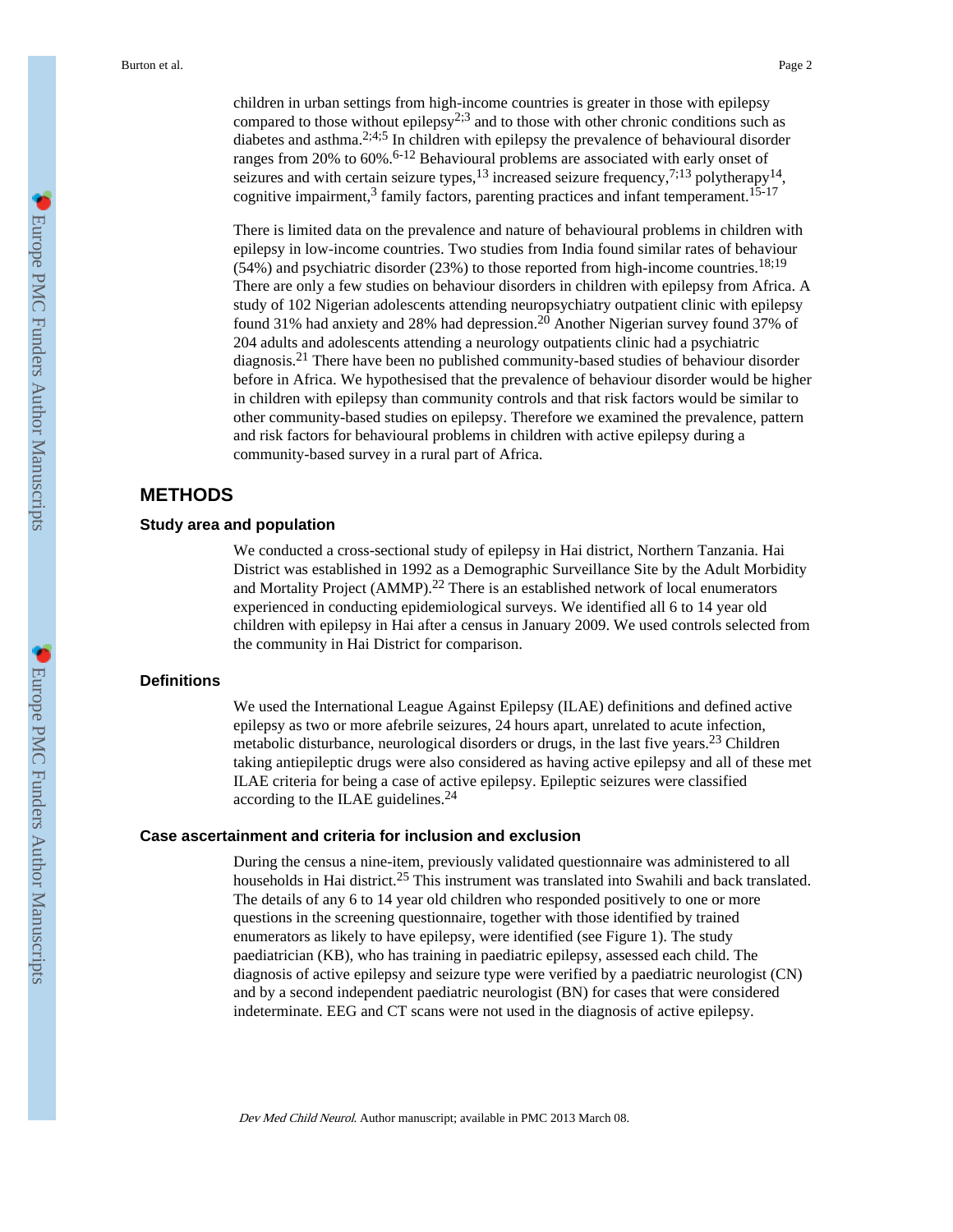children in urban settings from high-income countries is greater in those with epilepsy compared to those without epilepsy[2;3] and to those with other chronic conditions such as diabetes and asthma.[2;4;5] In children with epilepsy the prevalence of behavioural disorder ranges from 20% to 60%.[6-12] Behavioural problems are associated with early onset of seizures and with certain seizure types,[13] increased seizure frequency,[7;13] polytherapy[14], cognitive impairment,[3] family factors, parenting practices and infant temperament.[15-17]

There is limited data on the prevalence and nature of behavioural problems in children with epilepsy in low-income countries. Two studies from India found similar rates of behaviour (54%) and psychiatric disorder (23%) to those reported from high-income countries.[18;19] There are only a few studies on behaviour disorders in children with epilepsy from Africa. A study of 102 Nigerian adolescents attending neuropsychiatry outpatient clinic with epilepsy found 31% had anxiety and 28% had depression.[20] Another Nigerian survey found 37% of 204 adults and adolescents attending a neurology outpatients clinic had a psychiatric diagnosis.[21] There have been no published community-based studies of behaviour disorder before in Africa. We hypothesised that the prevalence of behaviour disorder would be higher in children with epilepsy than community controls and that risk factors would be similar to other community-based studies on epilepsy. Therefore we examined the prevalence, pattern and risk factors for behavioural problems in children with active epilepsy during a community-based survey in a rural part of Africa.

# METHODS

## Study area and population

We conducted a cross-sectional study of epilepsy in Hai district, Northern Tanzania. Hai District was established in 1992 as a Demographic Surveillance Site by the Adult Morbidity and Mortality Project (AMMP).[22] There is an established network of local enumerators experienced in conducting epidemiological surveys. We identified all 6 to 14 year old children with epilepsy in Hai after a census in January 2009. We used controls selected from the community in Hai District for comparison.

## Definitions

We used the International League Against Epilepsy (ILAE) definitions and defined active epilepsy as two or more afebrile seizures, 24 hours apart, unrelated to acute infection, metabolic disturbance, neurological disorders or drugs, in the last five years.[23] Children taking antiepileptic drugs were also considered as having active epilepsy and all of these met ILAE criteria for being a case of active epilepsy. Epileptic seizures were classified according to the ILAE guidelines.[24]

## Case ascertainment and criteria for inclusion and exclusion

During the census a nine-item, previously validated questionnaire was administered to all households in Hai district.[25] This instrument was translated into Swahili and back translated. The details of any 6 to 14 year old children who responded positively to one or more questions in the screening questionnaire, together with those identified by trained enumerators as likely to have epilepsy, were identified (see Figure 1). The study paediatrician (KB), who has training in paediatric epilepsy, assessed each child. The diagnosis of active epilepsy and seizure type were verified by a paediatric neurologist (CN) and by a second independent paediatric neurologist (BN) for cases that were considered indeterminate. EEG and CT scans were not used in the diagnosis of active epilepsy.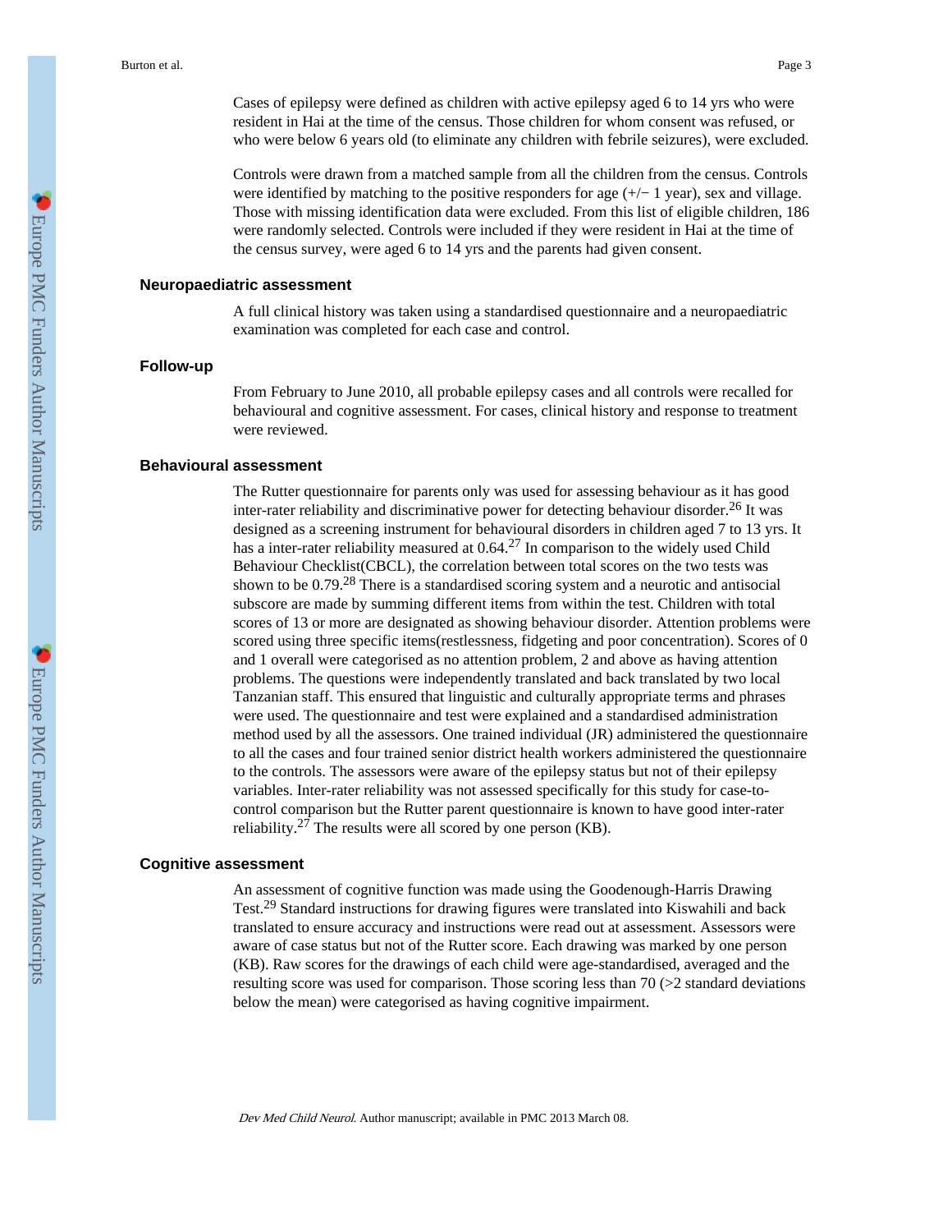Cases of epilepsy were defined as children with active epilepsy aged 6 to 14 yrs who were resident in Hai at the time of the census. Those children for whom consent was refused, or who were below 6 years old (to eliminate any children with febrile seizures), were excluded.

Controls were drawn from a matched sample from all the children from the census. Controls were identified by matching to the positive responders for age (+/− 1 year), sex and village. Those with missing identification data were excluded. From this list of eligible children, 186 were randomly selected. Controls were included if they were resident in Hai at the time of the census survey, were aged 6 to 14 yrs and the parents had given consent.

## Neuropaediatric assessment

A full clinical history was taken using a standardised questionnaire and a neuropaediatric examination was completed for each case and control.

## Follow-up

From February to June 2010, all probable epilepsy cases and all controls were recalled for behavioural and cognitive assessment. For cases, clinical history and response to treatment were reviewed.

## Behavioural assessment

The Rutter questionnaire for parents only was used for assessing behaviour as it has good inter-rater reliability and discriminative power for detecting behaviour disorder.[26] It was designed as a screening instrument for behavioural disorders in children aged 7 to 13 yrs. It has a inter-rater reliability measured at 0.64.[27] In comparison to the widely used Child Behaviour Checklist(CBCL), the correlation between total scores on the two tests was shown to be 0.79.[28] There is a standardised scoring system and a neurotic and antisocial subscore are made by summing different items from within the test. Children with total scores of 13 or more are designated as showing behaviour disorder. Attention problems were scored using three specific items(restlessness, fidgeting and poor concentration). Scores of 0 and 1 overall were categorised as no attention problem, 2 and above as having attention problems. The questions were independently translated and back translated by two local Tanzanian staff. This ensured that linguistic and culturally appropriate terms and phrases were used. The questionnaire and test were explained and a standardised administration method used by all the assessors. One trained individual (JR) administered the questionnaire to all the cases and four trained senior district health workers administered the questionnaire to the controls. The assessors were aware of the epilepsy status but not of their epilepsy variables. Inter-rater reliability was not assessed specifically for this study for case-to-control comparison but the Rutter parent questionnaire is known to have good inter-rater reliability.[27] The results were all scored by one person (KB).

## Cognitive assessment

An assessment of cognitive function was made using the Goodenough-Harris Drawing Test.[29] Standard instructions for drawing figures were translated into Kiswahili and back translated to ensure accuracy and instructions were read out at assessment. Assessors were aware of case status but not of the Rutter score. Each drawing was marked by one person (KB). Raw scores for the drawings of each child were age-standardised, averaged and the resulting score was used for comparison. Those scoring less than 70 (>2 standard deviations below the mean) were categorised as having cognitive impairment.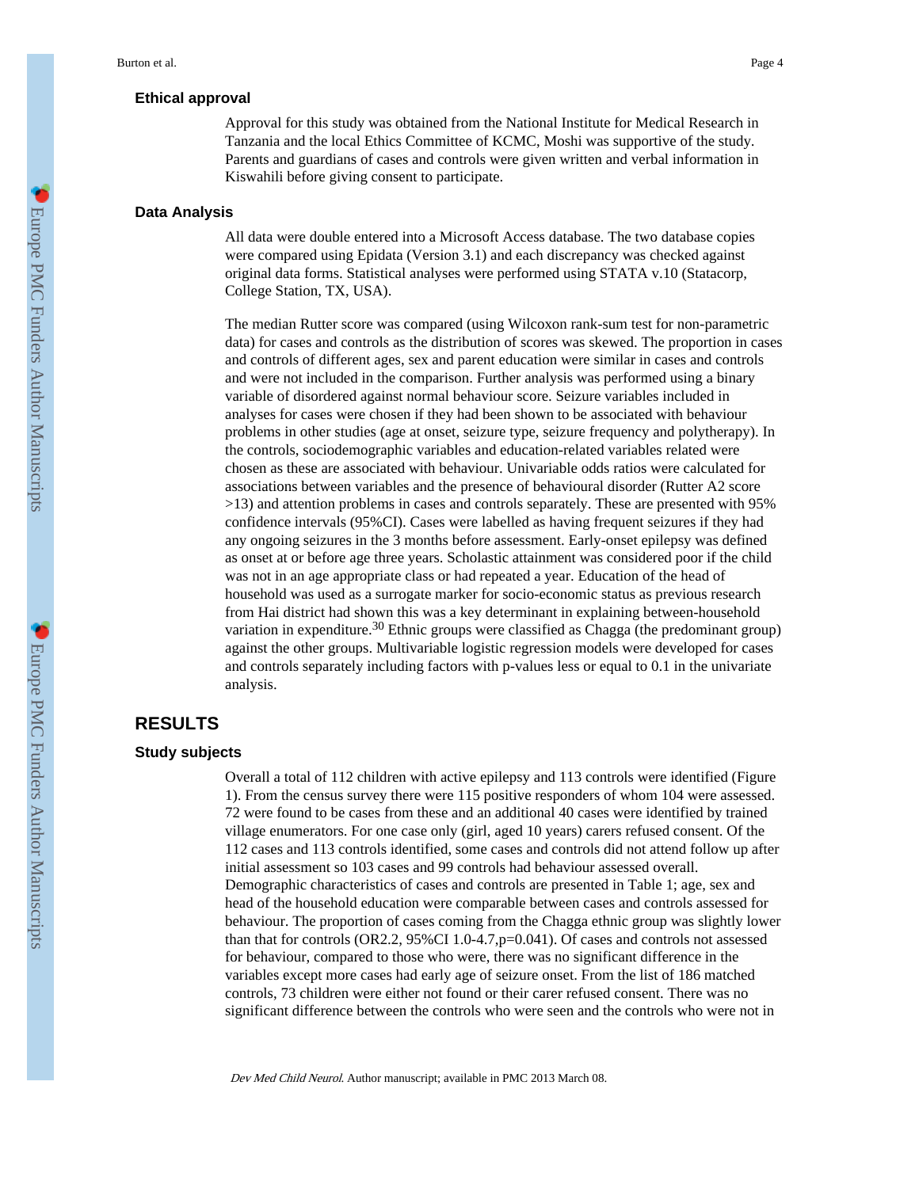### Ethical approval

Approval for this study was obtained from the National Institute for Medical Research in Tanzania and the local Ethics Committee of KCMC, Moshi was supportive of the study. Parents and guardians of cases and controls were given written and verbal information in Kiswahili before giving consent to participate.

### Data Analysis

All data were double entered into a Microsoft Access database. The two database copies were compared using Epidata (Version 3.1) and each discrepancy was checked against original data forms. Statistical analyses were performed using STATA v.10 (Statacorp, College Station, TX, USA).

The median Rutter score was compared (using Wilcoxon rank-sum test for non-parametric data) for cases and controls as the distribution of scores was skewed. The proportion in cases and controls of different ages, sex and parent education were similar in cases and controls and were not included in the comparison. Further analysis was performed using a binary variable of disordered against normal behaviour score. Seizure variables included in analyses for cases were chosen if they had been shown to be associated with behaviour problems in other studies (age at onset, seizure type, seizure frequency and polytherapy). In the controls, sociodemographic variables and education-related variables related were chosen as these are associated with behaviour. Univariable odds ratios were calculated for associations between variables and the presence of behavioural disorder (Rutter A2 score >13) and attention problems in cases and controls separately. These are presented with 95% confidence intervals (95%CI). Cases were labelled as having frequent seizures if they had any ongoing seizures in the 3 months before assessment. Early-onset epilepsy was defined as onset at or before age three years. Scholastic attainment was considered poor if the child was not in an age appropriate class or had repeated a year. Education of the head of household was used as a surrogate marker for socio-economic status as previous research from Hai district had shown this was a key determinant in explaining between-household variation in expenditure.[30] Ethnic groups were classified as Chagga (the predominant group) against the other groups. Multivariable logistic regression models were developed for cases and controls separately including factors with p-values less or equal to 0.1 in the univariate analysis.

## RESULTS

### Study subjects

Overall a total of 112 children with active epilepsy and 113 controls were identified (Figure 1). From the census survey there were 115 positive responders of whom 104 were assessed. 72 were found to be cases from these and an additional 40 cases were identified by trained village enumerators. For one case only (girl, aged 10 years) carers refused consent. Of the 112 cases and 113 controls identified, some cases and controls did not attend follow up after initial assessment so 103 cases and 99 controls had behaviour assessed overall. Demographic characteristics of cases and controls are presented in Table 1; age, sex and head of the household education were comparable between cases and controls assessed for behaviour. The proportion of cases coming from the Chagga ethnic group was slightly lower than that for controls (OR2.2, 95%CI 1.0-4.7,p=0.041). Of cases and controls not assessed for behaviour, compared to those who were, there was no significant difference in the variables except more cases had early age of seizure onset. From the list of 186 matched controls, 73 children were either not found or their carer refused consent. There was no significant difference between the controls who were seen and the controls who were not in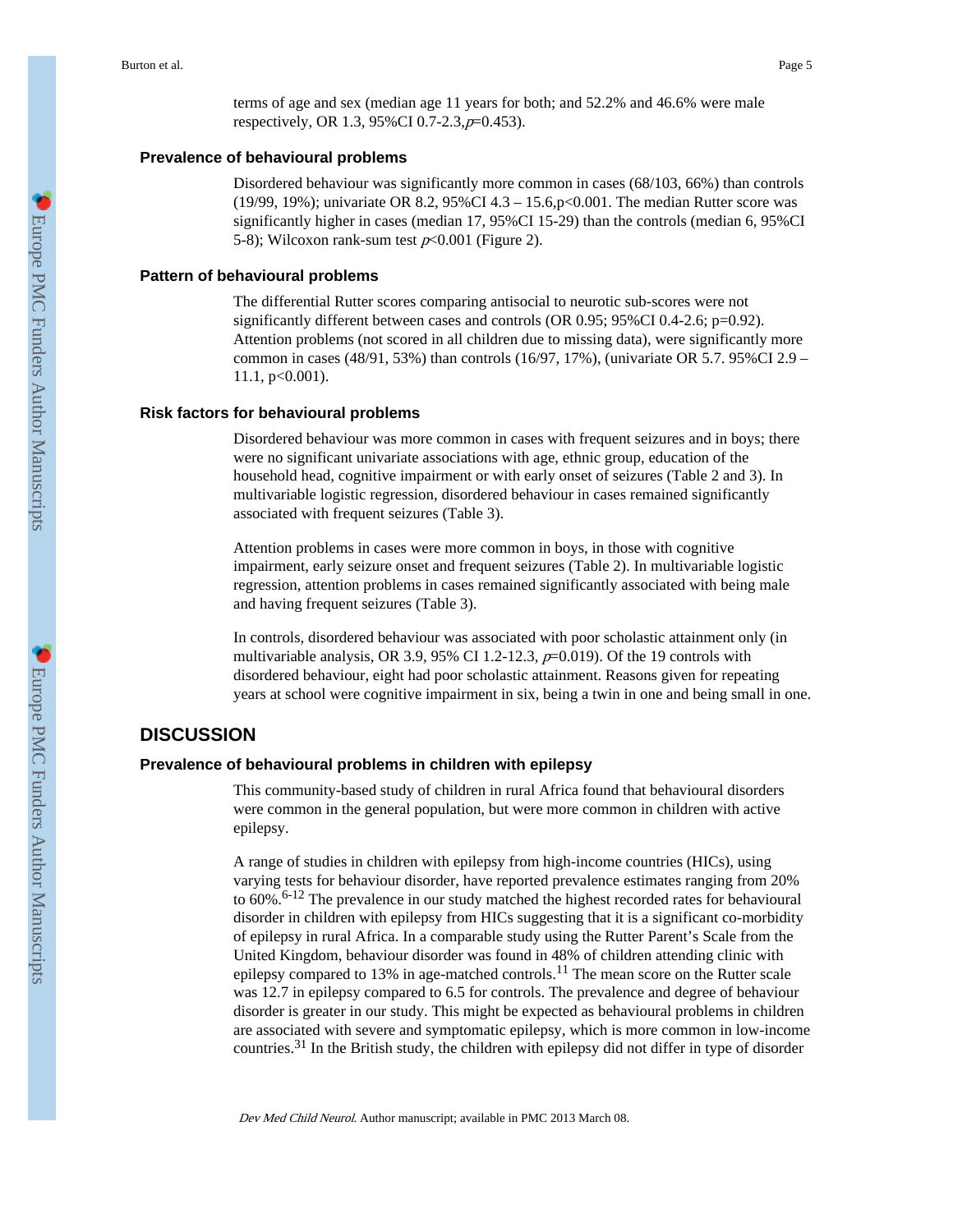terms of age and sex (median age 11 years for both; and 52.2% and 46.6% were male respectively, OR 1.3, 95%CI 0.7-2.3, $p$=0.453).

### Prevalence of behavioural problems

Disordered behaviour was significantly more common in cases (68/103, 66%) than controls (19/99, 19%); univariate OR 8.2, 95%CI 4.3 – 15.6, p<0.001. The median Rutter score was significantly higher in cases (median 17, 95%CI 15-29) than the controls (median 6, 95%CI 5-8); Wilcoxon rank-sum test $p$<0.001 (Figure 2).

### Pattern of behavioural problems

The differential Rutter scores comparing antisocial to neurotic sub-scores were not significantly different between cases and controls (OR 0.95; 95%CI 0.4-2.6; p=0.92). Attention problems (not scored in all children due to missing data), were significantly more common in cases (48/91, 53%) than controls (16/97, 17%), (univariate OR 5.7. 95%CI 2.9 – 11.1, p<0.001).

### Risk factors for behavioural problems

Disordered behaviour was more common in cases with frequent seizures and in boys; there were no significant univariate associations with age, ethnic group, education of the household head, cognitive impairment or with early onset of seizures (Table 2 and 3). In multivariable logistic regression, disordered behaviour in cases remained significantly associated with frequent seizures (Table 3).

Attention problems in cases were more common in boys, in those with cognitive impairment, early seizure onset and frequent seizures (Table 2). In multivariable logistic regression, attention problems in cases remained significantly associated with being male and having frequent seizures (Table 3).

In controls, disordered behaviour was associated with poor scholastic attainment only (in multivariable analysis, OR 3.9, 95% CI 1.2-12.3, $p$=0.019). Of the 19 controls with disordered behaviour, eight had poor scholastic attainment. Reasons given for repeating years at school were cognitive impairment in six, being a twin in one and being small in one.

## DISCUSSION

### Prevalence of behavioural problems in children with epilepsy

This community-based study of children in rural Africa found that behavioural disorders were common in the general population, but were more common in children with active epilepsy.

A range of studies in children with epilepsy from high-income countries (HICs), using varying tests for behaviour disorder, have reported prevalence estimates ranging from 20% to 60%.[6-12] The prevalence in our study matched the highest recorded rates for behavioural disorder in children with epilepsy from HICs suggesting that it is a significant co-morbidity of epilepsy in rural Africa. In a comparable study using the Rutter Parent's Scale from the United Kingdom, behaviour disorder was found in 48% of children attending clinic with epilepsy compared to 13% in age-matched controls.[11] The mean score on the Rutter scale was 12.7 in epilepsy compared to 6.5 for controls. The prevalence and degree of behaviour disorder is greater in our study. This might be expected as behavioural problems in children are associated with severe and symptomatic epilepsy, which is more common in low-income countries.[31] In the British study, the children with epilepsy did not differ in type of disorder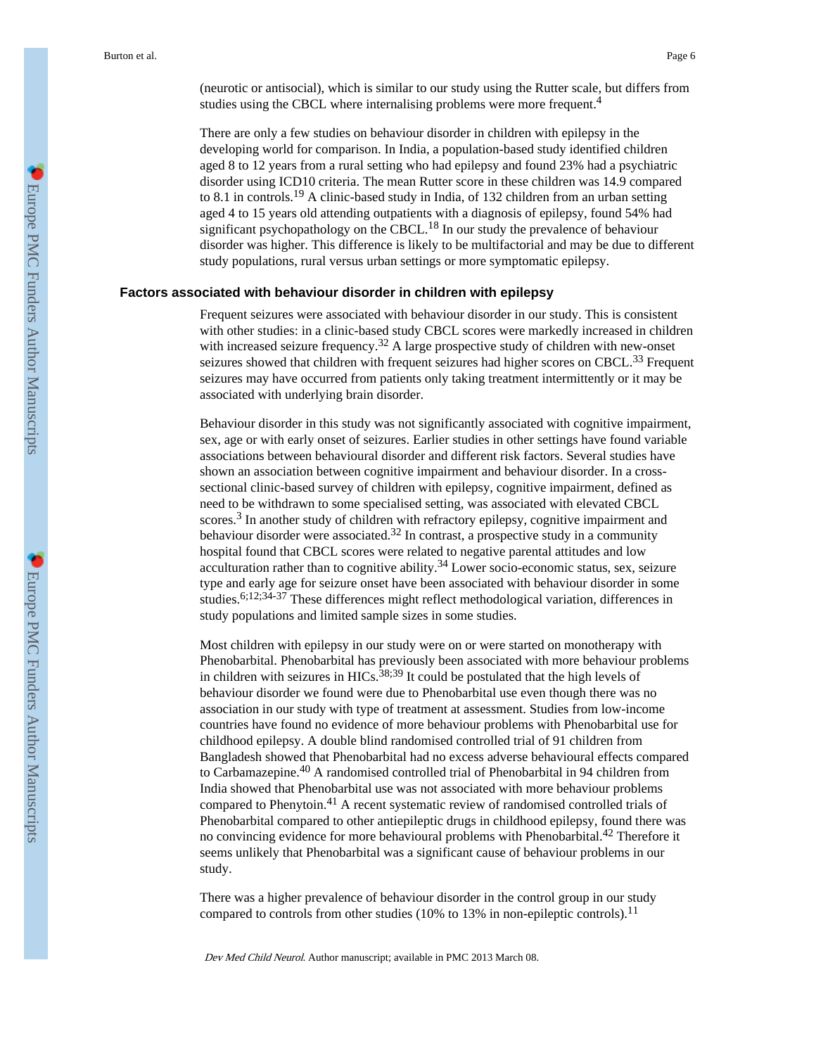(neurotic or antisocial), which is similar to our study using the Rutter scale, but differs from studies using the CBCL where internalising problems were more frequent.[4]

There are only a few studies on behaviour disorder in children with epilepsy in the developing world for comparison. In India, a population-based study identified children aged 8 to 12 years from a rural setting who had epilepsy and found 23% had a psychiatric disorder using ICD10 criteria. The mean Rutter score in these children was 14.9 compared to 8.1 in controls.[19] A clinic-based study in India, of 132 children from an urban setting aged 4 to 15 years old attending outpatients with a diagnosis of epilepsy, found 54% had significant psychopathology on the CBCL.[18] In our study the prevalence of behaviour disorder was higher. This difference is likely to be multifactorial and may be due to different study populations, rural versus urban settings or more symptomatic epilepsy.

### Factors associated with behaviour disorder in children with epilepsy

Frequent seizures were associated with behaviour disorder in our study. This is consistent with other studies: in a clinic-based study CBCL scores were markedly increased in children with increased seizure frequency.[32] A large prospective study of children with new-onset seizures showed that children with frequent seizures had higher scores on CBCL.[33] Frequent seizures may have occurred from patients only taking treatment intermittently or it may be associated with underlying brain disorder.

Behaviour disorder in this study was not significantly associated with cognitive impairment, sex, age or with early onset of seizures. Earlier studies in other settings have found variable associations between behavioural disorder and different risk factors. Several studies have shown an association between cognitive impairment and behaviour disorder. In a cross-sectional clinic-based survey of children with epilepsy, cognitive impairment, defined as need to be withdrawn to some specialised setting, was associated with elevated CBCL scores.[3] In another study of children with refractory epilepsy, cognitive impairment and behaviour disorder were associated.[32] In contrast, a prospective study in a community hospital found that CBCL scores were related to negative parental attitudes and low acculturation rather than to cognitive ability.[34] Lower socio-economic status, sex, seizure type and early age for seizure onset have been associated with behaviour disorder in some studies.[6;12;34-37] These differences might reflect methodological variation, differences in study populations and limited sample sizes in some studies.

Most children with epilepsy in our study were on or were started on monotherapy with Phenobarbital. Phenobarbital has previously been associated with more behaviour problems in children with seizures in HICs.[38;39] It could be postulated that the high levels of behaviour disorder we found were due to Phenobarbital use even though there was no association in our study with type of treatment at assessment. Studies from low-income countries have found no evidence of more behaviour problems with Phenobarbital use for childhood epilepsy. A double blind randomised controlled trial of 91 children from Bangladesh showed that Phenobarbital had no excess adverse behavioural effects compared to Carbamazepine.[40] A randomised controlled trial of Phenobarbital in 94 children from India showed that Phenobarbital use was not associated with more behaviour problems compared to Phenytoin.[41] A recent systematic review of randomised controlled trials of Phenobarbital compared to other antiepileptic drugs in childhood epilepsy, found there was no convincing evidence for more behavioural problems with Phenobarbital.[42] Therefore it seems unlikely that Phenobarbital was a significant cause of behaviour problems in our study.

There was a higher prevalence of behaviour disorder in the control group in our study compared to controls from other studies (10% to 13% in non-epileptic controls).[11]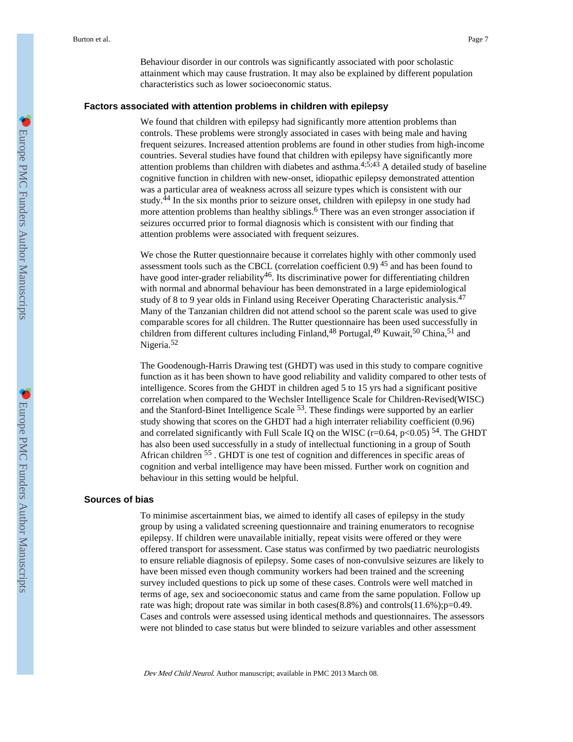Behaviour disorder in our controls was significantly associated with poor scholastic attainment which may cause frustration. It may also be explained by different population characteristics such as lower socioeconomic status.

## Factors associated with attention problems in children with epilepsy

We found that children with epilepsy had significantly more attention problems than controls. These problems were strongly associated in cases with being male and having frequent seizures. Increased attention problems are found in other studies from high-income countries. Several studies have found that children with epilepsy have significantly more attention problems than children with diabetes and asthma.[4;5;43] A detailed study of baseline cognitive function in children with new-onset, idiopathic epilepsy demonstrated attention was a particular area of weakness across all seizure types which is consistent with our study.[44] In the six months prior to seizure onset, children with epilepsy in one study had more attention problems than healthy siblings.[6] There was an even stronger association if seizures occurred prior to formal diagnosis which is consistent with our finding that attention problems were associated with frequent seizures.

We chose the Rutter questionnaire because it correlates highly with other commonly used assessment tools such as the CBCL (correlation coefficient 0.9) [45] and has been found to have good inter-grader reliability[46]. Its discriminative power for differentiating children with normal and abnormal behaviour has been demonstrated in a large epidemiological study of 8 to 9 year olds in Finland using Receiver Operating Characteristic analysis.[47] Many of the Tanzanian children did not attend school so the parent scale was used to give comparable scores for all children. The Rutter questionnaire has been used successfully in children from different cultures including Finland,[48] Portugal,[49] Kuwait,[50] China,[51] and Nigeria.[52]

The Goodenough-Harris Drawing test (GHDT) was used in this study to compare cognitive function as it has been shown to have good reliability and validity compared to other tests of intelligence. Scores from the GHDT in children aged 5 to 15 yrs had a significant positive correlation when compared to the Wechsler Intelligence Scale for Children-Revised(WISC) and the Stanford-Binet Intelligence Scale [53]. These findings were supported by an earlier study showing that scores on the GHDT had a high interrater reliability coefficient (0.96) and correlated significantly with Full Scale IQ on the WISC ($r=0.64$, $p<0.05$) [54]. The GHDT has also been used successfully in a study of intellectual functioning in a group of South African children [55] . GHDT is one test of cognition and differences in specific areas of cognition and verbal intelligence may have been missed. Further work on cognition and behaviour in this setting would be helpful.

## Sources of bias

To minimise ascertainment bias, we aimed to identify all cases of epilepsy in the study group by using a validated screening questionnaire and training enumerators to recognise epilepsy. If children were unavailable initially, repeat visits were offered or they were offered transport for assessment. Case status was confirmed by two paediatric neurologists to ensure reliable diagnosis of epilepsy. Some cases of non-convulsive seizures are likely to have been missed even though community workers had been trained and the screening survey included questions to pick up some of these cases. Controls were well matched in terms of age, sex and socioeconomic status and came from the same population. Follow up rate was high; dropout rate was similar in both cases(8.8%) and controls(11.6%);$p=0.49$. Cases and controls were assessed using identical methods and questionnaires. The assessors were not blinded to case status but were blinded to seizure variables and other assessment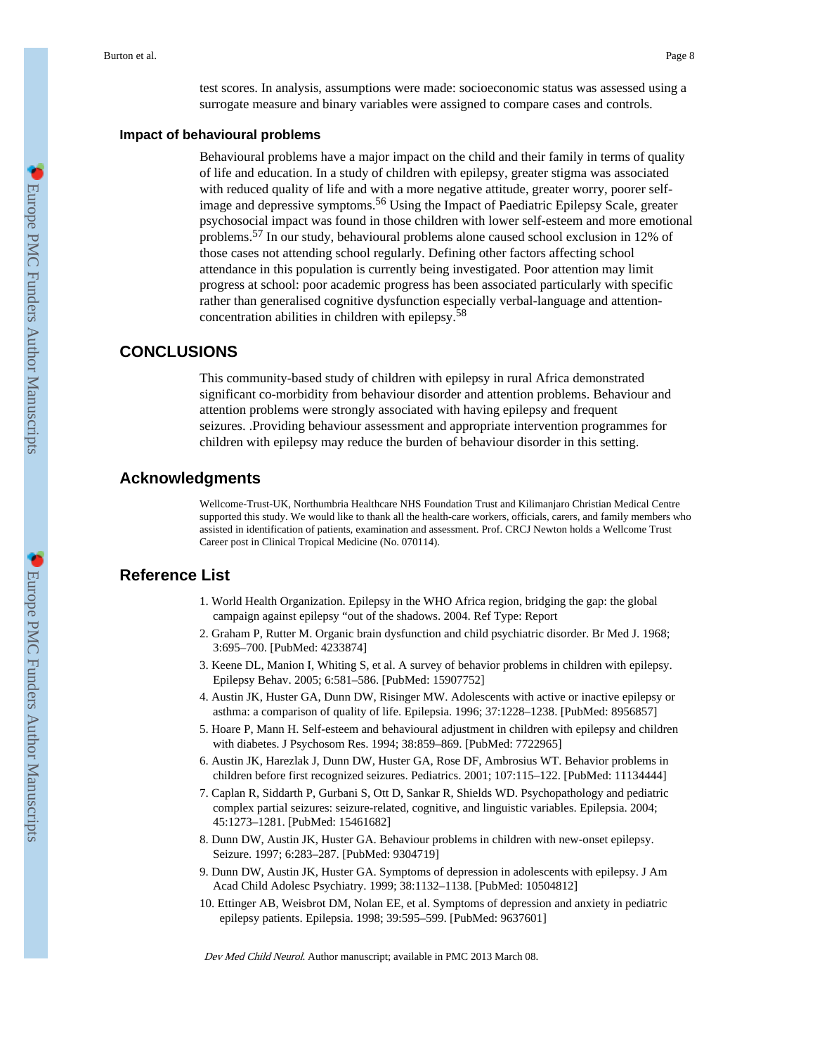test scores. In analysis, assumptions were made: socioeconomic status was assessed using a surrogate measure and binary variables were assigned to compare cases and controls.

### Impact of behavioural problems

Behavioural problems have a major impact on the child and their family in terms of quality of life and education. In a study of children with epilepsy, greater stigma was associated with reduced quality of life and with a more negative attitude, greater worry, poorer self-image and depressive symptoms.[56] Using the Impact of Paediatric Epilepsy Scale, greater psychosocial impact was found in those children with lower self-esteem and more emotional problems.[57] In our study, behavioural problems alone caused school exclusion in 12% of those cases not attending school regularly. Defining other factors affecting school attendance in this population is currently being investigated. Poor attention may limit progress at school: poor academic progress has been associated particularly with specific rather than generalised cognitive dysfunction especially verbal-language and attention-concentration abilities in children with epilepsy.[58]

## CONCLUSIONS

This community-based study of children with epilepsy in rural Africa demonstrated significant co-morbidity from behaviour disorder and attention problems. Behaviour and attention problems were strongly associated with having epilepsy and frequent seizures. .Providing behaviour assessment and appropriate intervention programmes for children with epilepsy may reduce the burden of behaviour disorder in this setting.

## Acknowledgments

Wellcome-Trust-UK, Northumbria Healthcare NHS Foundation Trust and Kilimanjaro Christian Medical Centre supported this study. We would like to thank all the health-care workers, officials, carers, and family members who assisted in identification of patients, examination and assessment. Prof. CRCJ Newton holds a Wellcome Trust Career post in Clinical Tropical Medicine (No. 070114).

## Reference List

1. World Health Organization. Epilepsy in the WHO Africa region, bridging the gap: the global campaign against epilepsy “out of the shadows. 2004. Ref Type: Report
2. Graham P, Rutter M. Organic brain dysfunction and child psychiatric disorder. Br Med J. 1968; 3:695–700. [PubMed: 4233874]
3. Keene DL, Manion I, Whiting S, et al. A survey of behavior problems in children with epilepsy. Epilepsy Behav. 2005; 6:581–586. [PubMed: 15907752]
4. Austin JK, Huster GA, Dunn DW, Risinger MW. Adolescents with active or inactive epilepsy or asthma: a comparison of quality of life. Epilepsia. 1996; 37:1228–1238. [PubMed: 8956857]
5. Hoare P, Mann H. Self-esteem and behavioural adjustment in children with epilepsy and children with diabetes. J Psychosom Res. 1994; 38:859–869. [PubMed: 7722965]
6. Austin JK, Harezlak J, Dunn DW, Huster GA, Rose DF, Ambrosius WT. Behavior problems in children before first recognized seizures. Pediatrics. 2001; 107:115–122. [PubMed: 11134444]
7. Caplan R, Siddarth P, Gurbani S, Ott D, Sankar R, Shields WD. Psychopathology and pediatric complex partial seizures: seizure-related, cognitive, and linguistic variables. Epilepsia. 2004; 45:1273–1281. [PubMed: 15461682]
8. Dunn DW, Austin JK, Huster GA. Behaviour problems in children with new-onset epilepsy. Seizure. 1997; 6:283–287. [PubMed: 9304719]
9. Dunn DW, Austin JK, Huster GA. Symptoms of depression in adolescents with epilepsy. J Am Acad Child Adolesc Psychiatry. 1999; 38:1132–1138. [PubMed: 10504812]
10. Ettinger AB, Weisbrot DM, Nolan EE, et al. Symptoms of depression and anxiety in pediatric epilepsy patients. Epilepsia. 1998; 39:595–599. [PubMed: 9637601]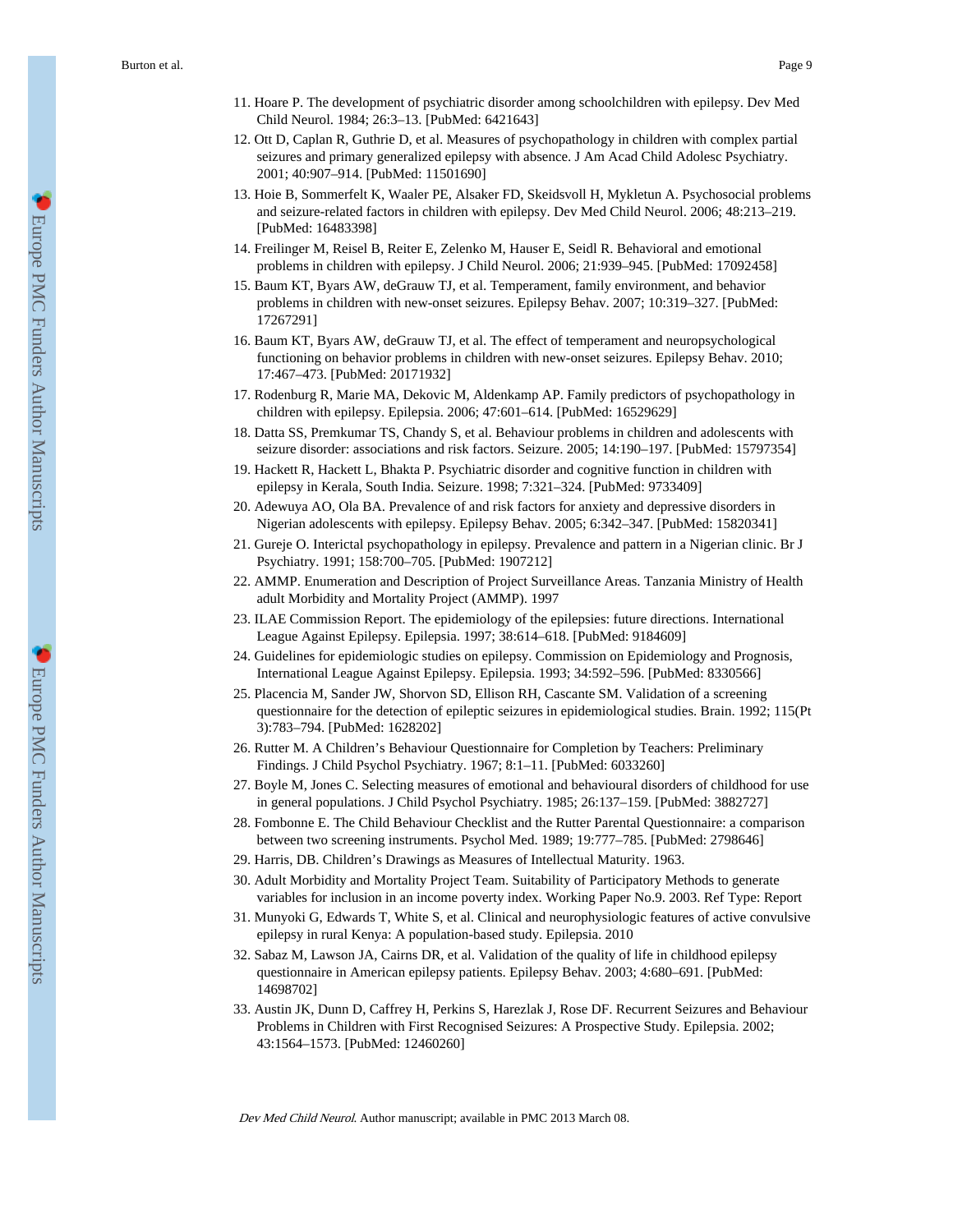11. Hoare P. The development of psychiatric disorder among schoolchildren with epilepsy. Dev Med Child Neurol. 1984; 26:3–13. [PubMed: 6421643]
12. Ott D, Caplan R, Guthrie D, et al. Measures of psychopathology in children with complex partial seizures and primary generalized epilepsy with absence. J Am Acad Child Adolesc Psychiatry. 2001; 40:907–914. [PubMed: 11501690]
13. Hoie B, Sommerfelt K, Waaler PE, Alsaker FD, Skeidsvoll H, Mykletun A. Psychosocial problems and seizure-related factors in children with epilepsy. Dev Med Child Neurol. 2006; 48:213–219. [PubMed: 16483398]
14. Freilinger M, Reisel B, Reiter E, Zelenko M, Hauser E, Seidl R. Behavioral and emotional problems in children with epilepsy. J Child Neurol. 2006; 21:939–945. [PubMed: 17092458]
15. Baum KT, Byars AW, deGrauw TJ, et al. Temperament, family environment, and behavior problems in children with new-onset seizures. Epilepsy Behav. 2007; 10:319–327. [PubMed: 17267291]
16. Baum KT, Byars AW, deGrauw TJ, et al. The effect of temperament and neuropsychological functioning on behavior problems in children with new-onset seizures. Epilepsy Behav. 2010; 17:467–473. [PubMed: 20171932]
17. Rodenburg R, Marie MA, Dekovic M, Aldenkamp AP. Family predictors of psychopathology in children with epilepsy. Epilepsia. 2006; 47:601–614. [PubMed: 16529629]
18. Datta SS, Premkumar TS, Chandy S, et al. Behaviour problems in children and adolescents with seizure disorder: associations and risk factors. Seizure. 2005; 14:190–197. [PubMed: 15797354]
19. Hackett R, Hackett L, Bhakta P. Psychiatric disorder and cognitive function in children with epilepsy in Kerala, South India. Seizure. 1998; 7:321–324. [PubMed: 9733409]
20. Adewuya AO, Ola BA. Prevalence of and risk factors for anxiety and depressive disorders in Nigerian adolescents with epilepsy. Epilepsy Behav. 2005; 6:342–347. [PubMed: 15820341]
21. Gureje O. Interictal psychopathology in epilepsy. Prevalence and pattern in a Nigerian clinic. Br J Psychiatry. 1991; 158:700–705. [PubMed: 1907212]
22. AMMP. Enumeration and Description of Project Surveillance Areas. Tanzania Ministry of Health adult Morbidity and Mortality Project (AMMP). 1997
23. ILAE Commission Report. The epidemiology of the epilepsies: future directions. International League Against Epilepsy. Epilepsia. 1997; 38:614–618. [PubMed: 9184609]
24. Guidelines for epidemiologic studies on epilepsy. Commission on Epidemiology and Prognosis, International League Against Epilepsy. Epilepsia. 1993; 34:592–596. [PubMed: 8330566]
25. Placencia M, Sander JW, Shorvon SD, Ellison RH, Cascante SM. Validation of a screening questionnaire for the detection of epileptic seizures in epidemiological studies. Brain. 1992; 115(Pt 3):783–794. [PubMed: 1628202]
26. Rutter M. A Children's Behaviour Questionnaire for Completion by Teachers: Preliminary Findings. J Child Psychol Psychiatry. 1967; 8:1–11. [PubMed: 6033260]
27. Boyle M, Jones C. Selecting measures of emotional and behavioural disorders of childhood for use in general populations. J Child Psychol Psychiatry. 1985; 26:137–159. [PubMed: 3882727]
28. Fombonne E. The Child Behaviour Checklist and the Rutter Parental Questionnaire: a comparison between two screening instruments. Psychol Med. 1989; 19:777–785. [PubMed: 2798646]
29. Harris, DB. Children's Drawings as Measures of Intellectual Maturity. 1963.
30. Adult Morbidity and Mortality Project Team. Suitability of Participatory Methods to generate variables for inclusion in an income poverty index. Working Paper No.9. 2003. Ref Type: Report
31. Munyoki G, Edwards T, White S, et al. Clinical and neurophysiologic features of active convulsive epilepsy in rural Kenya: A population-based study. Epilepsia. 2010
32. Sabaz M, Lawson JA, Cairns DR, et al. Validation of the quality of life in childhood epilepsy questionnaire in American epilepsy patients. Epilepsy Behav. 2003; 4:680–691. [PubMed: 14698702]
33. Austin JK, Dunn D, Caffrey H, Perkins S, Harezlak J, Rose DF. Recurrent Seizures and Behaviour Problems in Children with First Recognised Seizures: A Prospective Study. Epilepsia. 2002; 43:1564–1573. [PubMed: 12460260]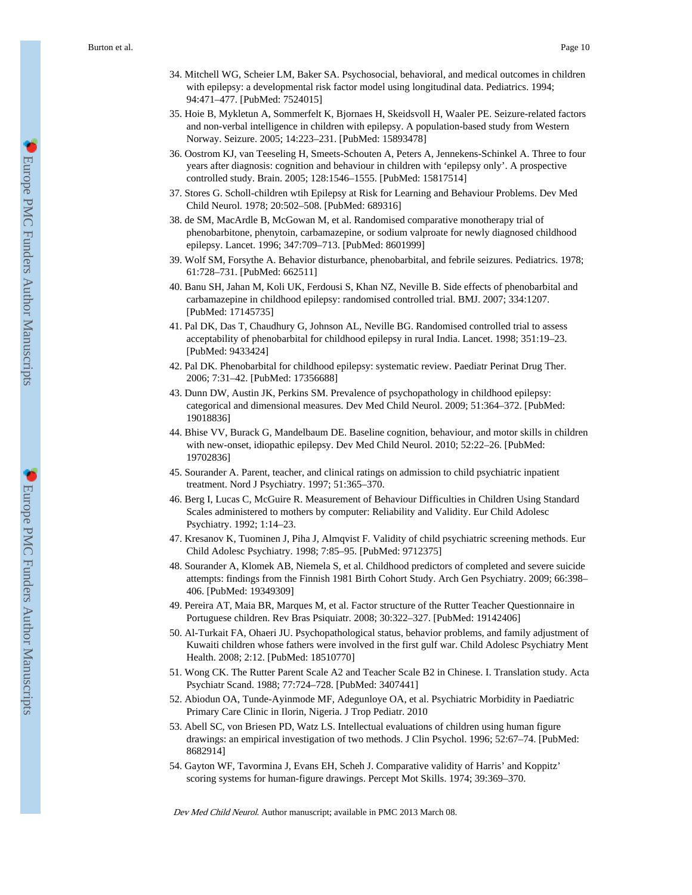34. Mitchell WG, Scheier LM, Baker SA. Psychosocial, behavioral, and medical outcomes in children with epilepsy: a developmental risk factor model using longitudinal data. Pediatrics. 1994; 94:471–477. [PubMed: 7524015]
35. Hoie B, Mykletun A, Sommerfelt K, Bjornaes H, Skeidsvoll H, Waaler PE. Seizure-related factors and non-verbal intelligence in children with epilepsy. A population-based study from Western Norway. Seizure. 2005; 14:223–231. [PubMed: 15893478]
36. Oostrom KJ, van Teeseling H, Smeets-Schouten A, Peters A, Jennekens-Schinkel A. Three to four years after diagnosis: cognition and behaviour in children with 'epilepsy only'. A prospective controlled study. Brain. 2005; 128:1546–1555. [PubMed: 15817514]
37. Stores G. Scholl-children wtih Epilepsy at Risk for Learning and Behaviour Problems. Dev Med Child Neurol. 1978; 20:502–508. [PubMed: 689316]
38. de SM, MacArdle B, McGowan M, et al. Randomised comparative monotherapy trial of phenobarbitone, phenytoin, carbamazepine, or sodium valproate for newly diagnosed childhood epilepsy. Lancet. 1996; 347:709–713. [PubMed: 8601999]
39. Wolf SM, Forsythe A. Behavior disturbance, phenobarbital, and febrile seizures. Pediatrics. 1978; 61:728–731. [PubMed: 662511]
40. Banu SH, Jahan M, Koli UK, Ferdousi S, Khan NZ, Neville B. Side effects of phenobarbital and carbamazepine in childhood epilepsy: randomised controlled trial. BMJ. 2007; 334:1207. [PubMed: 17145735]
41. Pal DK, Das T, Chaudhury G, Johnson AL, Neville BG. Randomised controlled trial to assess acceptability of phenobarbital for childhood epilepsy in rural India. Lancet. 1998; 351:19–23. [PubMed: 9433424]
42. Pal DK. Phenobarbital for childhood epilepsy: systematic review. Paediatr Perinat Drug Ther. 2006; 7:31–42. [PubMed: 17356688]
43. Dunn DW, Austin JK, Perkins SM. Prevalence of psychopathology in childhood epilepsy: categorical and dimensional measures. Dev Med Child Neurol. 2009; 51:364–372. [PubMed: 19018836]
44. Bhise VV, Burack G, Mandelbaum DE. Baseline cognition, behaviour, and motor skills in children with new-onset, idiopathic epilepsy. Dev Med Child Neurol. 2010; 52:22–26. [PubMed: 19702836]
45. Sourander A. Parent, teacher, and clinical ratings on admission to child psychiatric inpatient treatment. Nord J Psychiatry. 1997; 51:365–370.
46. Berg I, Lucas C, McGuire R. Measurement of Behaviour Difficulties in Children Using Standard Scales administered to mothers by computer: Reliability and Validity. Eur Child Adolesc Psychiatry. 1992; 1:14–23.
47. Kresanov K, Tuominen J, Piha J, Almqvist F. Validity of child psychiatric screening methods. Eur Child Adolesc Psychiatry. 1998; 7:85–95. [PubMed: 9712375]
48. Sourander A, Klomek AB, Niemela S, et al. Childhood predictors of completed and severe suicide attempts: findings from the Finnish 1981 Birth Cohort Study. Arch Gen Psychiatry. 2009; 66:398–406. [PubMed: 19349309]
49. Pereira AT, Maia BR, Marques M, et al. Factor structure of the Rutter Teacher Questionnaire in Portuguese children. Rev Bras Psiquiatr. 2008; 30:322–327. [PubMed: 19142406]
50. Al-Turkait FA, Ohaeri JU. Psychopathological status, behavior problems, and family adjustment of Kuwaiti children whose fathers were involved in the first gulf war. Child Adolesc Psychiatry Ment Health. 2008; 2:12. [PubMed: 18510770]
51. Wong CK. The Rutter Parent Scale A2 and Teacher Scale B2 in Chinese. I. Translation study. Acta Psychiatr Scand. 1988; 77:724–728. [PubMed: 3407441]
52. Abiodun OA, Tunde-Ayinmode MF, Adegunloye OA, et al. Psychiatric Morbidity in Paediatric Primary Care Clinic in Ilorin, Nigeria. J Trop Pediatr. 2010
53. Abell SC, von Briesen PD, Watz LS. Intellectual evaluations of children using human figure drawings: an empirical investigation of two methods. J Clin Psychol. 1996; 52:67–74. [PubMed: 8682914]
54. Gayton WF, Tavormina J, Evans EH, Scheh J. Comparative validity of Harris' and Koppitz' scoring systems for human-figure drawings. Percept Mot Skills. 1974; 39:369–370.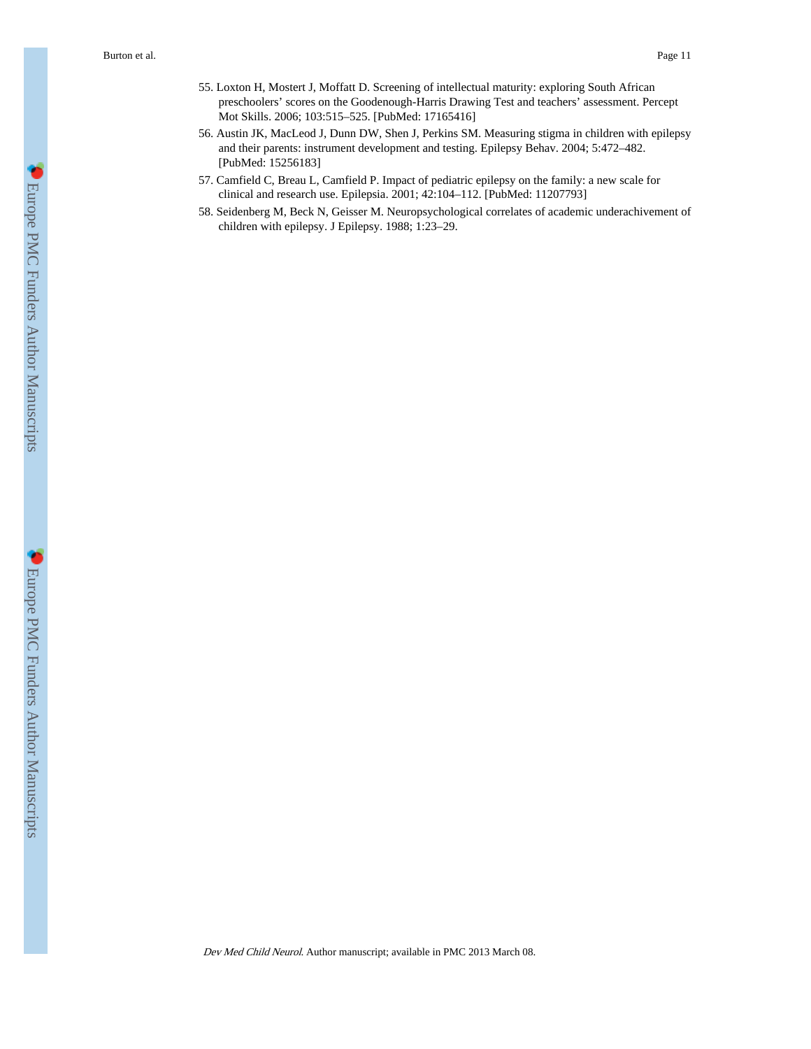55. Loxton H, Mostert J, Moffatt D. Screening of intellectual maturity: exploring South African preschoolers' scores on the Goodenough-Harris Drawing Test and teachers' assessment. Percept Mot Skills. 2006; 103:515–525. [PubMed: 17165416]
56. Austin JK, MacLeod J, Dunn DW, Shen J, Perkins SM. Measuring stigma in children with epilepsy and their parents: instrument development and testing. Epilepsy Behav. 2004; 5:472–482. [PubMed: 15256183]
57. Camfield C, Breau L, Camfield P. Impact of pediatric epilepsy on the family: a new scale for clinical and research use. Epilepsia. 2001; 42:104–112. [PubMed: 11207793]
58. Seidenberg M, Beck N, Geisser M. Neuropsychological correlates of academic underachivement of children with epilepsy. J Epilepsy. 1988; 1:23–29.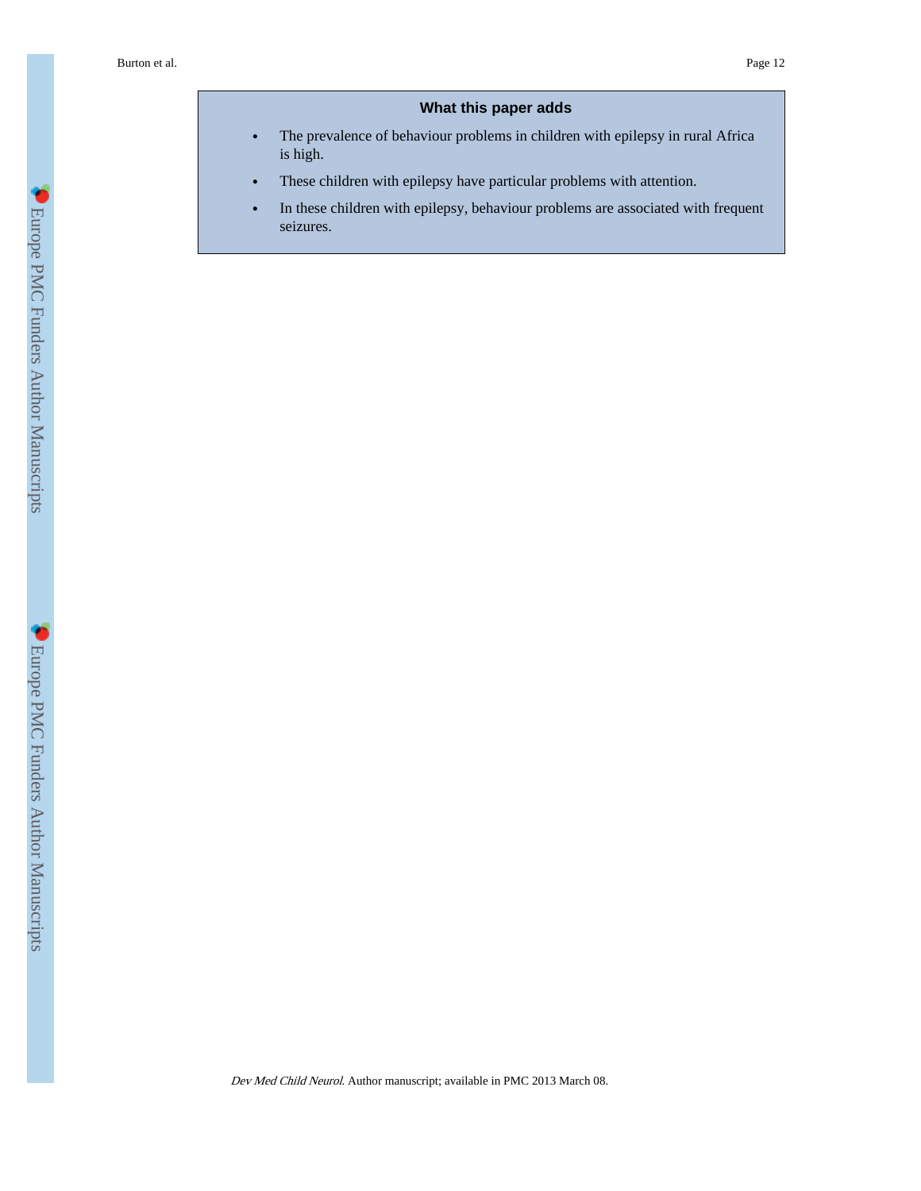### What this paper adds

- The prevalence of behaviour problems in children with epilepsy in rural Africa is high.
- These children with epilepsy have particular problems with attention.
- In these children with epilepsy, behaviour problems are associated with frequent seizures.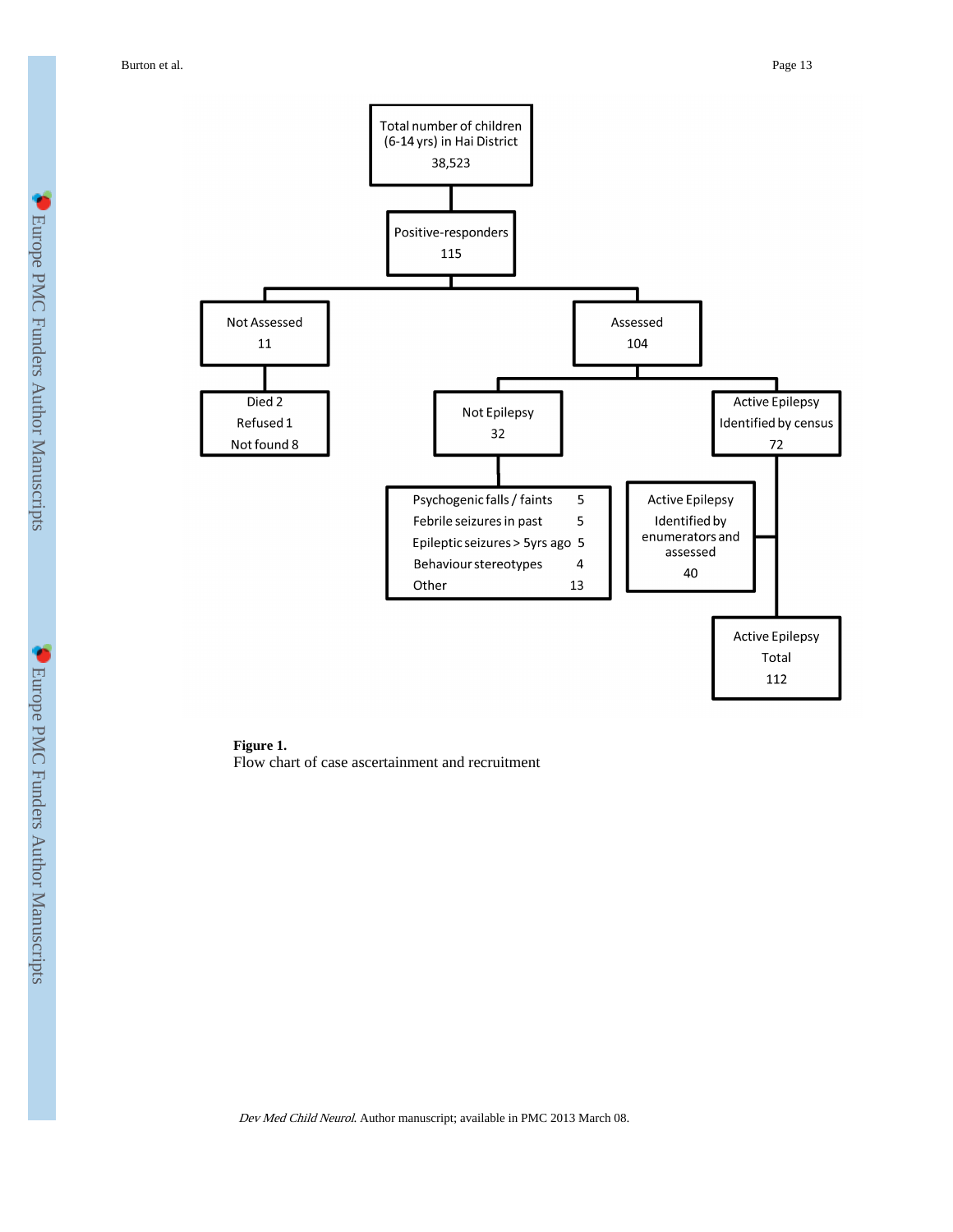Total number of children (6-14 yrs) in Hai District
38,523

Positive-responders
115

Not Assessed
11

Died 2
Refused 1
Not found 8

Assessed
104

Not Epilepsy
32

| | |
|---|---|
| Psychogenic falls / faints | 5 |
| Febrile seizures in past | 5 |
| Epileptic seizures > 5yrs ago | 5 |
| Behaviour stereotypes | 4 |
| Other | 13 |

Active Epilepsy
Identified by census
72

Active Epilepsy
Identified by enumerators and assessed
40

Active Epilepsy
Total
112

**Figure 1.**
Flow chart of case ascertainment and recruitment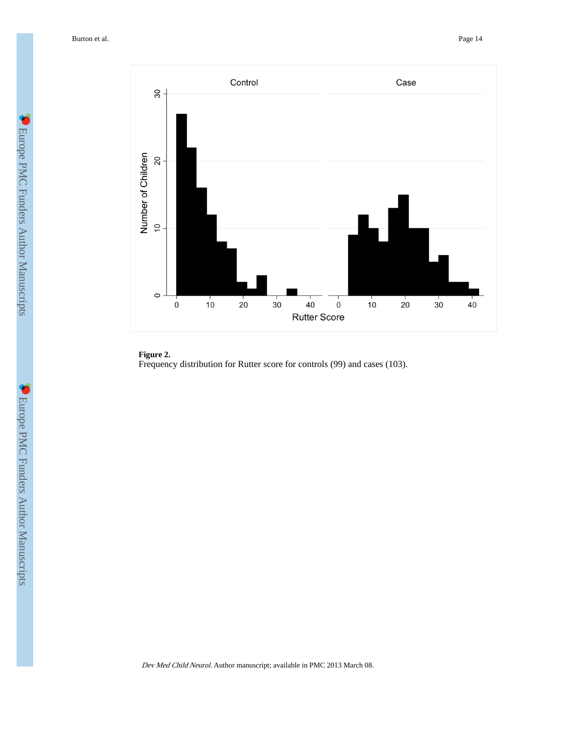**Figure 2.**

Frequency distribution for Rutter score for controls (99) and cases (103).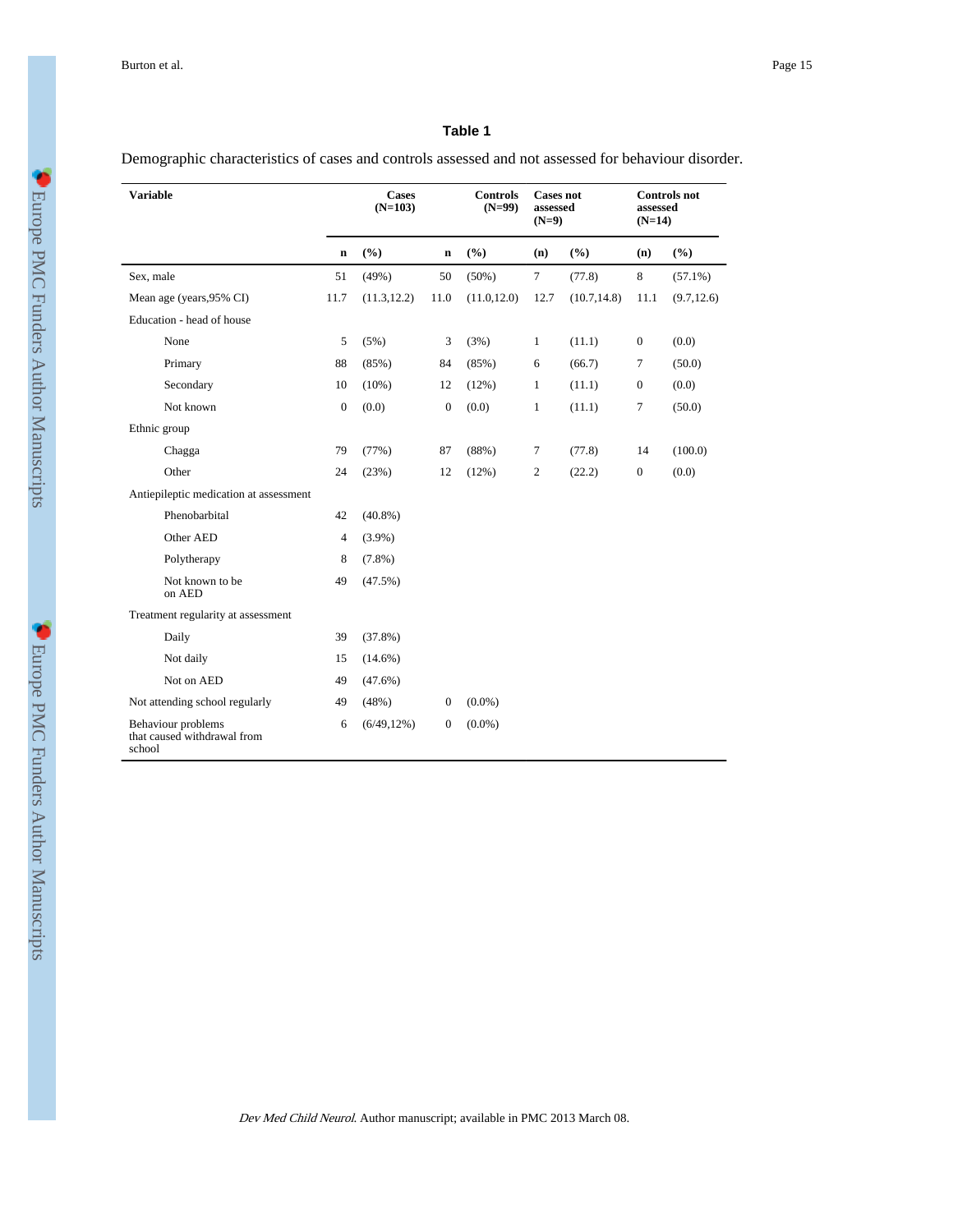## Table 1

Demographic characteristics of cases and controls assessed and not assessed for behaviour disorder.

| Variable | Cases (N=103) | | Controls (N=99) | | Cases not assessed (N=9) | | Controls not assessed (N=14) | |
|---|---|---|---|---|---|---|---|---|
| | n | (%) | n | (%) | (n) | (%) | (n) | (%) |
| Sex, male | 51 | (49%) | 50 | (50%) | 7 | (77.8) | 8 | (57.1%) |
| Mean age (years,95% CI) | 11.7 | (11.3,12.2) | 11.0 | (11.0,12.0) | 12.7 | (10.7,14.8) | 11.1 | (9.7,12.6) |
| Education - head of house | | | | | | | | |
| None | 5 | (5%) | 3 | (3%) | 1 | (11.1) | 0 | (0.0) |
| Primary | 88 | (85%) | 84 | (85%) | 6 | (66.7) | 7 | (50.0) |
| Secondary | 10 | (10%) | 12 | (12%) | 1 | (11.1) | 0 | (0.0) |
| Not known | 0 | (0.0) | 0 | (0.0) | 1 | (11.1) | 7 | (50.0) |
| Ethnic group | | | | | | | | |
| Chagga | 79 | (77%) | 87 | (88%) | 7 | (77.8) | 14 | (100.0) |
| Other | 24 | (23%) | 12 | (12%) | 2 | (22.2) | 0 | (0.0) |
| Antiepileptic medication at assessment | | | | | | | | |
| Phenobarbital | 42 | (40.8%) | | | | | | |
| Other AED | 4 | (3.9%) | | | | | | |
| Polytherapy | 8 | (7.8%) | | | | | | |
| Not known to be on AED | 49 | (47.5%) | | | | | | |
| Treatment regularity at assessment | | | | | | | | |
| Daily | 39 | (37.8%) | | | | | | |
| Not daily | 15 | (14.6%) | | | | | | |
| Not on AED | 49 | (47.6%) | | | | | | |
| Not attending school regularly | 49 | (48%) | 0 | (0.0%) | | | | |
| Behaviour problems that caused withdrawal from school | 6 | (6/49,12%) | 0 | (0.0%) | | | | |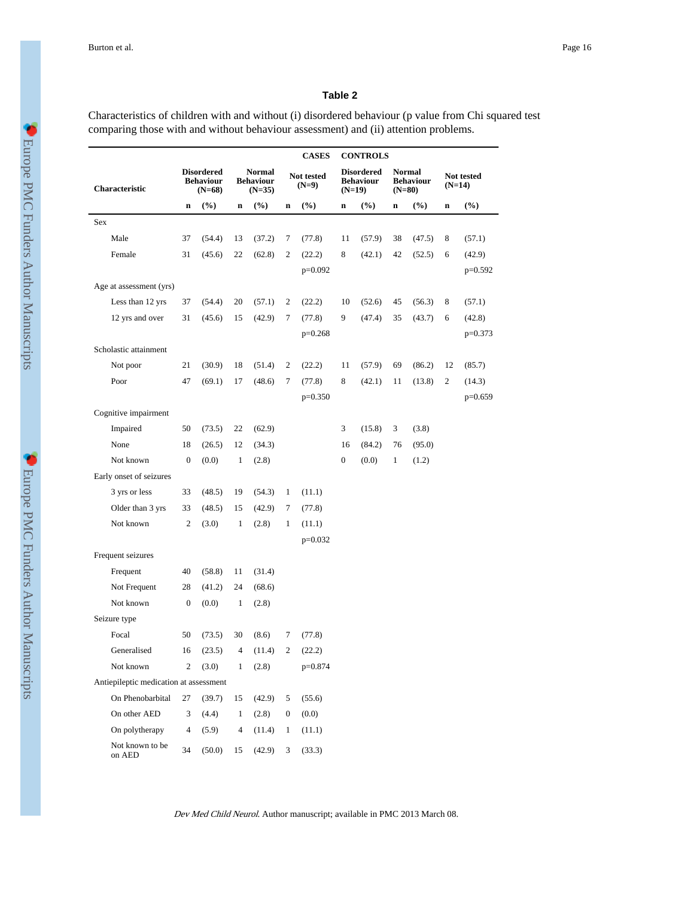## Table 2

Characteristics of children with and without (i) disordered behaviour (p value from Chi squared test comparing those with and without behaviour assessment) and (ii) attention problems.

| | CASES | | | | | | CONTROLS | | | | | |
|---|---|---|---|---|---|---|---|---|---|---|---|---|
| **Characteristic** | **Disordered Behaviour (N=68)** | | **Normal Behaviour (N=35)** | | **Not tested (N=9)** | | **Disordered Behaviour (N=19)** | | **Normal Behaviour (N=80)** | | **Not tested (N=14)** | |
| | **n** | **(%)** | **n** | **(%)** | **n** | **(%)** | **n** | **(%)** | **n** | **(%)** | **n** | **(%)** |
| Sex | | | | | | | | | | | | |
| Male | 37 | (54.4) | 13 | (37.2) | 7 | (77.8) | 11 | (57.9) | 38 | (47.5) | 8 | (57.1) |
| Female | 31 | (45.6) | 22 | (62.8) | 2 | (22.2) | 8 | (42.1) | 42 | (52.5) | 6 | (42.9) |
| | | | | | | p=0.092 | | | | | | p=0.592 |
| Age at assessment (yrs) | | | | | | | | | | | | |
| Less than 12 yrs | 37 | (54.4) | 20 | (57.1) | 2 | (22.2) | 10 | (52.6) | 45 | (56.3) | 8 | (57.1) |
| 12 yrs and over | 31 | (45.6) | 15 | (42.9) | 7 | (77.8) | 9 | (47.4) | 35 | (43.7) | 6 | (42.8) |
| | | | | | | p=0.268 | | | | | | p=0.373 |
| Scholastic attainment | | | | | | | | | | | | |
| Not poor | 21 | (30.9) | 18 | (51.4) | 2 | (22.2) | 11 | (57.9) | 69 | (86.2) | 12 | (85.7) |
| Poor | 47 | (69.1) | 17 | (48.6) | 7 | (77.8) | 8 | (42.1) | 11 | (13.8) | 2 | (14.3) |
| | | | | | | p=0.350 | | | | | | p=0.659 |
| Cognitive impairment | | | | | | | | | | | | |
| Impaired | 50 | (73.5) | 22 | (62.9) | | | 3 | (15.8) | 3 | (3.8) | | |
| None | 18 | (26.5) | 12 | (34.3) | | | 16 | (84.2) | 76 | (95.0) | | |
| Not known | 0 | (0.0) | 1 | (2.8) | | | 0 | (0.0) | 1 | (1.2) | | |
| Early onset of seizures | | | | | | | | | | | | |
| 3 yrs or less | 33 | (48.5) | 19 | (54.3) | 1 | (11.1) | | | | | | |
| Older than 3 yrs | 33 | (48.5) | 15 | (42.9) | 7 | (77.8) | | | | | | |
| Not known | 2 | (3.0) | 1 | (2.8) | 1 | (11.1) | | | | | | |
| | | | | | | p=0.032 | | | | | | |
| Frequent seizures | | | | | | | | | | | | |
| Frequent | 40 | (58.8) | 11 | (31.4) | | | | | | | | |
| Not Frequent | 28 | (41.2) | 24 | (68.6) | | | | | | | | |
| Not known | 0 | (0.0) | 1 | (2.8) | | | | | | | | |
| Seizure type | | | | | | | | | | | | |
| Focal | 50 | (73.5) | 30 | (8.6) | 7 | (77.8) | | | | | | |
| Generalised | 16 | (23.5) | 4 | (11.4) | 2 | (22.2) | | | | | | |
| Not known | 2 | (3.0) | 1 | (2.8) | | p=0.874 | | | | | | |
| Antiepileptic medication at assessment | | | | | | | | | | | | |
| On Phenobarbital | 27 | (39.7) | 15 | (42.9) | 5 | (55.6) | | | | | | |
| On other AED | 3 | (4.4) | 1 | (2.8) | 0 | (0.0) | | | | | | |
| On polytherapy | 4 | (5.9) | 4 | (11.4) | 1 | (11.1) | | | | | | |
| Not known to be on AED | 34 | (50.0) | 15 | (42.9) | 3 | (33.3) | | | | | | |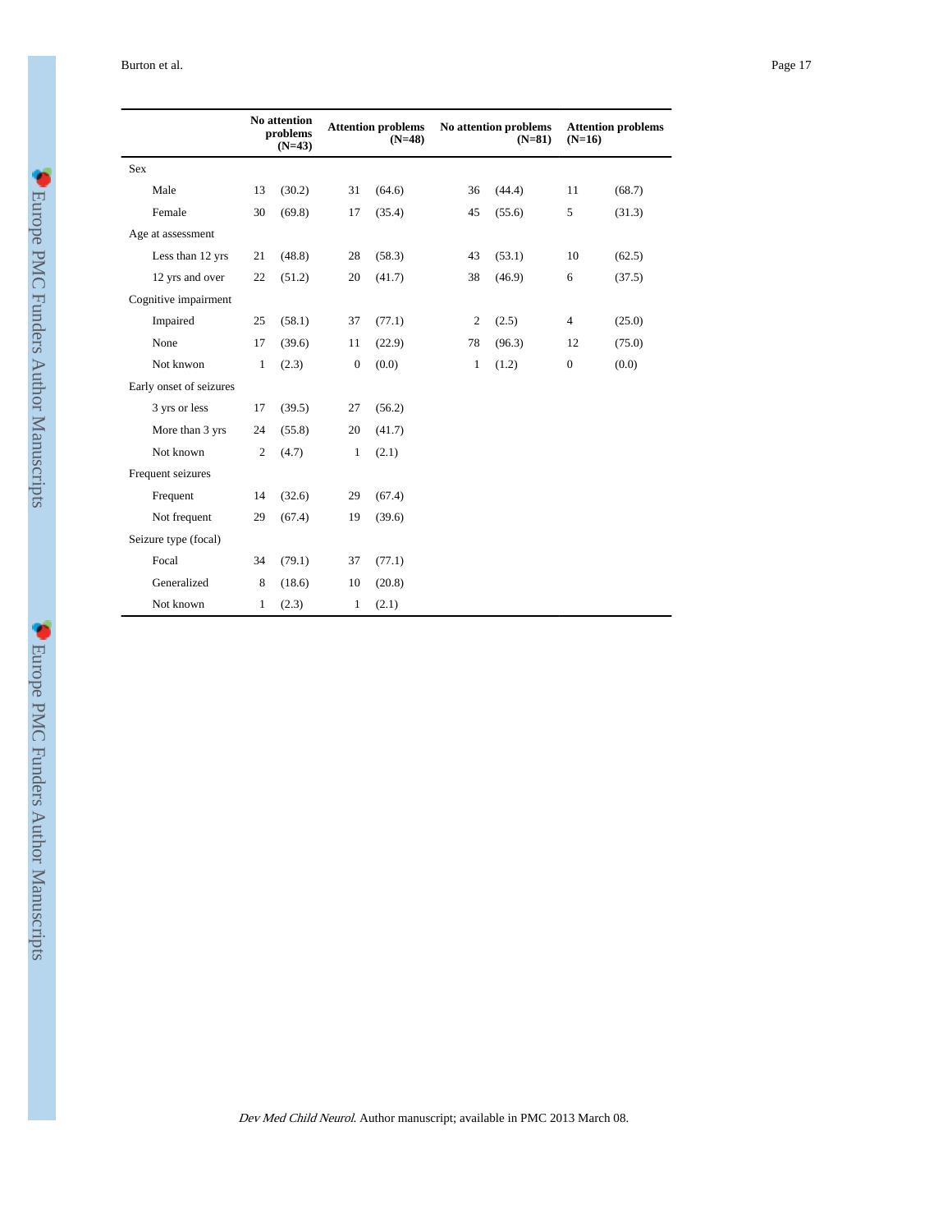| | No attention problems (N=43) | | Attention problems (N=48) | | No attention problems (N=81) | | Attention problems (N=16) | |
|---|---|---|---|---|---|---|---|---|
| Sex | | | | | | | | |
| Male | 13 | (30.2) | 31 | (64.6) | 36 | (44.4) | 11 | (68.7) |
| Female | 30 | (69.8) | 17 | (35.4) | 45 | (55.6) | 5 | (31.3) |
| Age at assessment | | | | | | | | |
| Less than 12 yrs | 21 | (48.8) | 28 | (58.3) | 43 | (53.1) | 10 | (62.5) |
| 12 yrs and over | 22 | (51.2) | 20 | (41.7) | 38 | (46.9) | 6 | (37.5) |
| Cognitive impairment | | | | | | | | |
| Impaired | 25 | (58.1) | 37 | (77.1) | 2 | (2.5) | 4 | (25.0) |
| None | 17 | (39.6) | 11 | (22.9) | 78 | (96.3) | 12 | (75.0) |
| Not knwon | 1 | (2.3) | 0 | (0.0) | 1 | (1.2) | 0 | (0.0) |
| Early onset of seizures | | | | | | | | |
| 3 yrs or less | 17 | (39.5) | 27 | (56.2) | | | | |
| More than 3 yrs | 24 | (55.8) | 20 | (41.7) | | | | |
| Not known | 2 | (4.7) | 1 | (2.1) | | | | |
| Frequent seizures | | | | | | | | |
| Frequent | 14 | (32.6) | 29 | (67.4) | | | | |
| Not frequent | 29 | (67.4) | 19 | (39.6) | | | | |
| Seizure type (focal) | | | | | | | | |
| Focal | 34 | (79.1) | 37 | (77.1) | | | | |
| Generalized | 8 | (18.6) | 10 | (20.8) | | | | |
| Not known | 1 | (2.3) | 1 | (2.1) | | | | |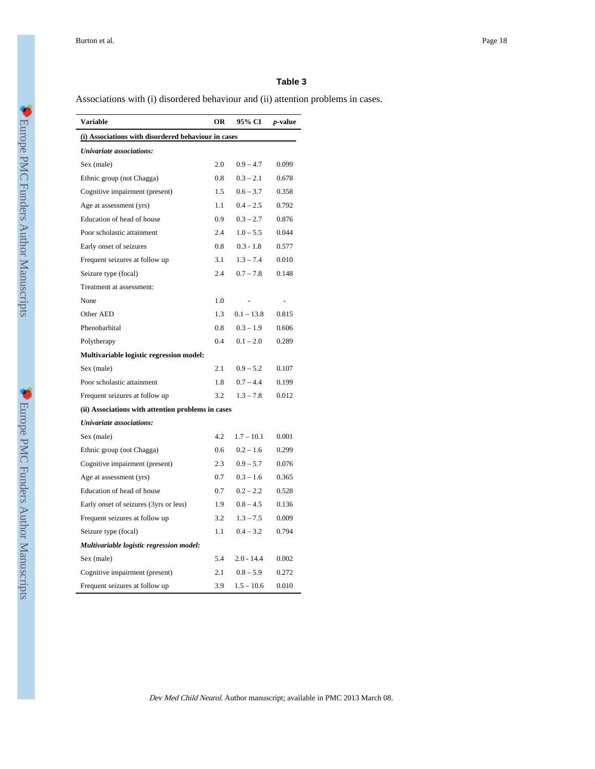### Table 3

Associations with (i) disordered behaviour and (ii) attention problems in cases.

| Variable | OR | 95% CI | *p*-value |
|---|---|---|---|
| **(i) Associations with disordered behaviour in cases** | | | |
| ***Univariate associations:*** | | | |
| Sex (male) | 2.0 | 0.9 – 4.7 | 0.099 |
| Ethnic group (not Chagga) | 0.8 | 0.3 – 2.1 | 0.678 |
| Cognitive impairment (present) | 1.5 | 0.6 – 3.7 | 0.358 |
| Age at assessment (yrs) | 1.1 | 0.4 – 2.5 | 0.792 |
| Education of head of house | 0.9 | 0.3 – 2.7 | 0.876 |
| Poor scholastic attainment | 2.4 | 1.0 – 5.5 | 0.044 |
| Early onset of seizures | 0.8 | 0.3 - 1.8 | 0.577 |
| Frequent seizures at follow up | 3.1 | 1.3 – 7.4 | 0.010 |
| Seizure type (focal) | 2.4 | 0.7 – 7.8 | 0.148 |
| Treatment at assessment: | | | |
| None | 1.0 | - | - |
| Other AED | 1.3 | 0.1 – 13.8 | 0.815 |
| Phenobarbital | 0.8 | 0.3 – 1.9 | 0.606 |
| Polytherapy | 0.4 | 0.1 – 2.0 | 0.289 |
| **Multivariable logistic regression model:** | | | |
| Sex (male) | 2.1 | 0.9 – 5.2 | 0.107 |
| Poor scholastic attainment | 1.8 | 0.7 – 4.4 | 0.199 |
| Frequent seizures at follow up | 3.2 | 1.3 – 7.8 | 0.012 |
| **(ii) Associations with attention problems in cases** | | | |
| ***Univariate associations:*** | | | |
| Sex (male) | 4.2 | 1.7 – 10.1 | 0.001 |
| Ethnic group (not Chagga) | 0.6 | 0.2 – 1.6 | 0.299 |
| Cognitive impairment (present) | 2.3 | 0.9 – 5.7 | 0.076 |
| Age at assessment (yrs) | 0.7 | 0.3 – 1.6 | 0.365 |
| Education of head of house | 0.7 | 0.2 – 2.2 | 0.528 |
| Early onset of seizures (3yrs or less) | 1.9 | 0.8 – 4.5 | 0.136 |
| Frequent seizures at follow up | 3.2 | 1.3 – 7.5 | 0.009 |
| Seizure type (focal) | 1.1 | 0.4 – 3.2 | 0.794 |
| ***Multivariable logistic regression model:*** | | | |
| Sex (male) | 5.4 | 2.0 - 14.4 | 0.002 |
| Cognitive impairment (present) | 2.1 | 0.8 – 5.9 | 0.272 |
| Frequent seizures at follow up | 3.9 | 1.5 – 10.6 | 0.010 |